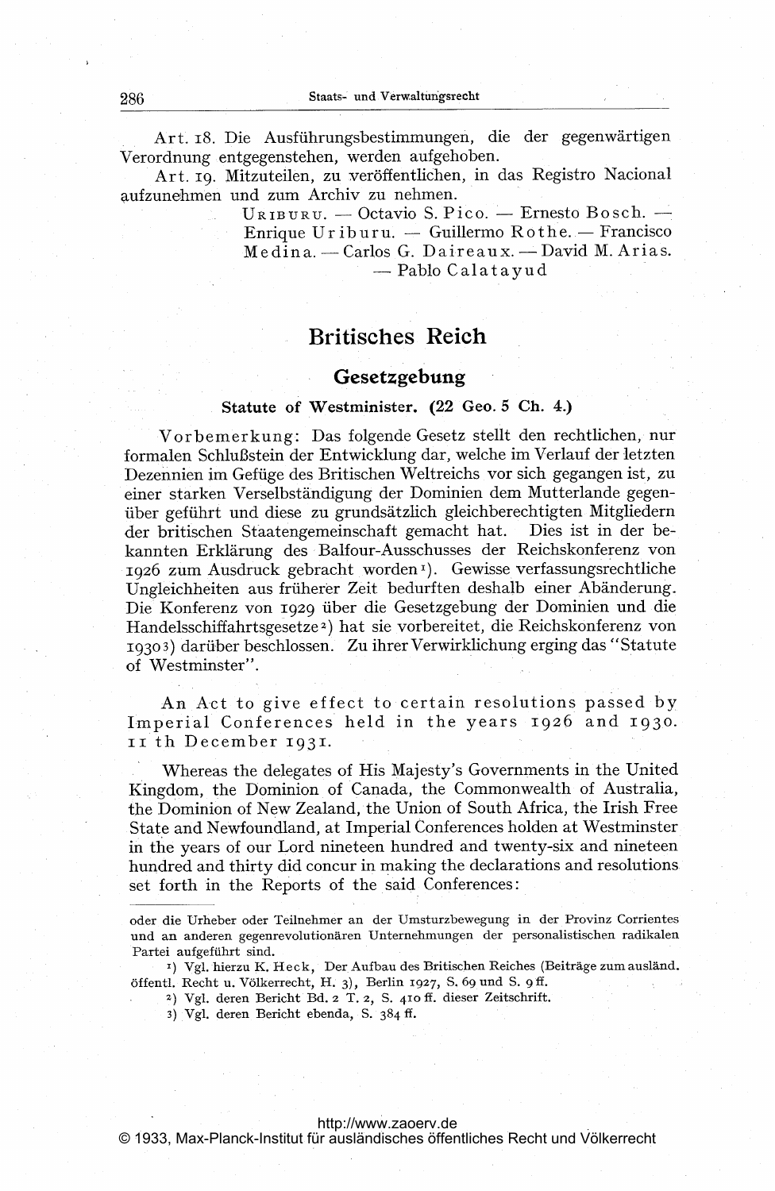Art. 18. Die Ausführungsbestimmungen, die der gegenwärtigen Verordnung entgegenstehen, werden aufgehoben.

Art. 19. Mitzuteilen, zu veröffentlichen, in das Registro Nacional aufzunehmen und zum Archiv zu nehmen.

URIBURU. — Octavio S. Pico. — Ernesto Bosch. — Enrique Uriburu. — Guillermo Rothe. — Francisco Medina. — Carlos G. Daireaux. — David M. Arias. — Pablo Calatayud

# Britisches Reich

## Gesetzgebung

### Statute of Westminster. (22 Geo. 5 Ch. 4.)

Vorbemerkung: Das folgende Gesetz stellt den rechtlichen, nur formalen Schlußstein der Entwicklung dar, welche im Verlauf der letzten Dezennien im Gefüge des Britischen Weltreichs vor sich gegangen ist, zu einer starken Verselbständigung der Dominien dem Mutterlande gegenüber geführt und diese zu grundsätzlich gleichberechtigten Mitgliedern der britischen Staatengemeinschaft gemacht hat. Dies ist in der bekannten Erklärung des Balfour-Ausschusses der Reichskonferenz von 1926 zum Ausdruck gebracht worden[1]). Gewisse verfassungsrechtliche Ungleichheiten aus früherer Zeit bedurften deshalb einer Abänderung. Die Konferenz von 1929 über die Gesetzgebung der Dominien und die Handelsschiffahrtsgesetze[2]) hat sie vorbereitet, die Reichskonferenz von 1930[3]) darüber beschlossen. Zu ihrer Verwirklichung erging das "Statute of Westminster".

An Act to give effect to certain resolutions passed by Imperial Conferences held in the years 1926 and 1930. 11 th December 1931.

Whereas the delegates of His Majesty's Governments in the United Kingdom, the Dominion of Canada, the Commonwealth of Australia, the Dominion of New Zealand, the Union of South Africa, the Irish Free State and Newfoundland, at Imperial Conferences holden at Westminster in the years of our Lord nineteen hundred and twenty-six and nineteen hundred and thirty did concur in making the declarations and resolutions set forth in the Reports of the said Conferences:

---

oder die Urheber oder Teilnehmer an der Umsturzbewegung in der Provinz Corrientes und an anderen gegenrevolutionären Unternehmungen der personalistischen radikalen Partei aufgeführt sind.

[1]) Vgl. hierzu K. Heck, Der Aufbau des Britischen Reiches (Beiträge zum ausländ. öffentl. Recht u. Völkerrecht, H. 3), Berlin 1927, S. 69 und S. 9 ff.

[2]) Vgl. deren Bericht Bd. 2 T. 2, S. 410 ff. dieser Zeitschrift.

[3]) Vgl. deren Bericht ebenda, S. 384 ff.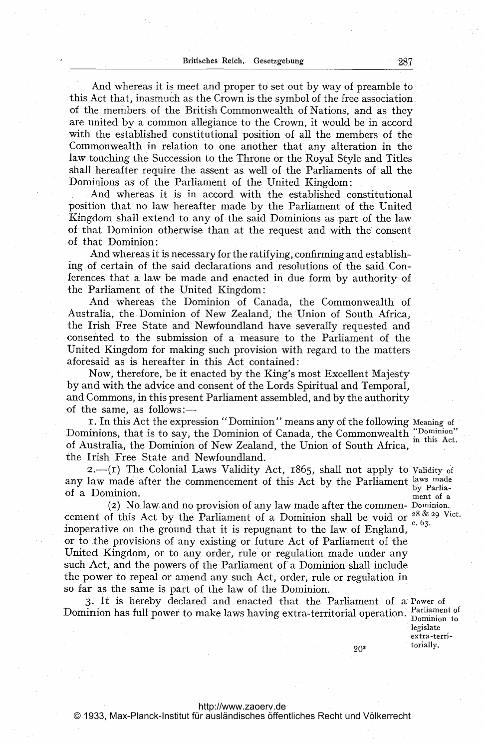And whereas it is meet and proper to set out by way of preamble to this Act that, inasmuch as the Crown is the symbol of the free association of the members of the British Commonwealth of Nations, and as they are united by a common allegiance to the Crown, it would be in accord with the established constitutional position of all the members of the Commonwealth in relation to one another that any alteration in the law touching the Succession to the Throne or the Royal Style and Titles shall hereafter require the assent as well of the Parliaments of all the Dominions as of the Parliament of the United Kingdom:

And whereas it is in accord with the established constitutional position that no law hereafter made by the Parliament of the United Kingdom shall extend to any of the said Dominions as part of the law of that Dominion otherwise than at the request and with the consent of that Dominion:

And whereas it is necessary for the ratifying, confirming and establishing of certain of the said declarations and resolutions of the said Conferences that a law be made and enacted in due form by authority of the Parliament of the United Kingdom:

And whereas the Dominion of Canada, the Commonwealth of Australia, the Dominion of New Zealand, the Union of South Africa, the Irish Free State and Newfoundland have severally requested and consented to the submission of a measure to the Parliament of the United Kingdom for making such provision with regard to the matters aforesaid as is hereafter in this Act contained:

Now, therefore, be it enacted by the King's most Excellent Majesty by and with the advice and consent of the Lords Spiritual and Temporal, and Commons, in this present Parliament assembled, and by the authority of the same, as follows:—

*Meaning of "Dominion" in this Act.*

1. In this Act the expression "Dominion" means any of the following Dominions, that is to say, the Dominion of Canada, the Commonwealth of Australia, the Dominion of New Zealand, the Union of South Africa, the Irish Free State and Newfoundland.

*Validity of laws made by Parliament of a Dominion. 28 & 29 Vict. c. 63.*

2.—(1) The Colonial Laws Validity Act, 1865, shall not apply to any law made after the commencement of this Act by the Parliament of a Dominion.

(2) No law and no provision of any law made after the commencement of this Act by the Parliament of a Dominion shall be void or inoperative on the ground that it is repugnant to the law of England, or to the provisions of any existing or future Act of Parliament of the United Kingdom, or to any order, rule or regulation made under any such Act, and the powers of the Parliament of a Dominion shall include the power to repeal or amend any such Act, order, rule or regulation in so far as the same is part of the law of the Dominion.

*Power of Parliament of Dominion to legislate extra-territorially.*

3. It is hereby declared and enacted that the Parliament of a Dominion has full power to make laws having extra-territorial operation.

20*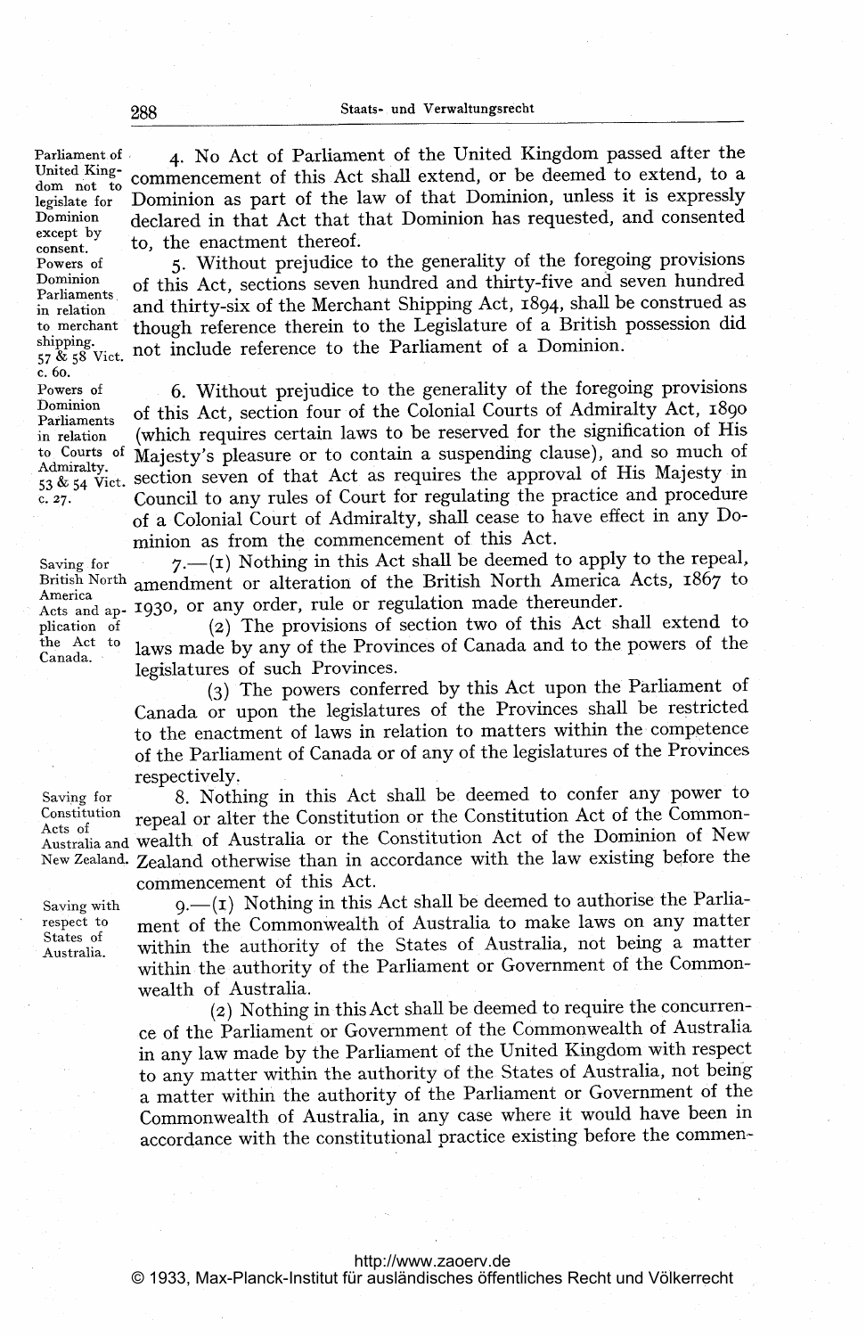4. No Act of Parliament of the United Kingdom passed after the commencement of this Act shall extend, or be deemed to extend, to a Dominion as part of the law of that Dominion, unless it is expressly declared in that Act that that Dominion has requested, and consented to, the enactment thereof.

*Parliament of United Kingdom not to legislate for Dominion except by consent.*

5. Without prejudice to the generality of the foregoing provisions of this Act, sections seven hundred and thirty-five and seven hundred and thirty-six of the Merchant Shipping Act, 1894, shall be construed as though reference therein to the Legislature of a British possession did not include reference to the Parliament of a Dominion.

*Powers of Dominion Parliaments in relation to merchant shipping. 57 & 58 Vict. c. 60.*

6. Without prejudice to the generality of the foregoing provisions of this Act, section four of the Colonial Courts of Admiralty Act, 1890 (which requires certain laws to be reserved for the signification of His Majesty's pleasure or to contain a suspending clause), and so much of section seven of that Act as requires the approval of His Majesty in Council to any rules of Court for regulating the practice and procedure of a Colonial Court of Admiralty, shall cease to have effect in any Dominion as from the commencement of this Act.

*Powers of Dominion Parliaments in relation to Courts of Admiralty. 53 & 54 Vict. c. 27.*

7.—(1) Nothing in this Act shall be deemed to apply to the repeal, amendment or alteration of the British North America Acts, 1867 to 1930, or any order, rule or regulation made thereunder.

*Saving for British North America Acts and application of the Act to Canada.*

(2) The provisions of section two of this Act shall extend to laws made by any of the Provinces of Canada and to the powers of the legislatures of such Provinces.

(3) The powers conferred by this Act upon the Parliament of Canada or upon the legislatures of the Provinces shall be restricted to the enactment of laws in relation to matters within the competence of the Parliament of Canada or of any of the legislatures of the Provinces respectively.

8. Nothing in this Act shall be deemed to confer any power to repeal or alter the Constitution or the Constitution Act of the Commonwealth of Australia or the Constitution Act of the Dominion of New Zealand otherwise than in accordance with the law existing before the commencement of this Act.

*Saving for Constitution Acts of Australia and New Zealand.*

9.—(1) Nothing in this Act shall be deemed to authorise the Parliament of the Commonwealth of Australia to make laws on any matter within the authority of the States of Australia, not being a matter within the authority of the Parliament or Government of the Commonwealth of Australia.

*Saving with respect to States of Australia.*

(2) Nothing in this Act shall be deemed to require the concurrence of the Parliament or Government of the Commonwealth of Australia in any law made by the Parliament of the United Kingdom with respect to any matter within the authority of the States of Australia, not being a matter within the authority of the Parliament or Government of the Commonwealth of Australia, in any case where it would have been in accordance with the constitutional practice existing before the commen-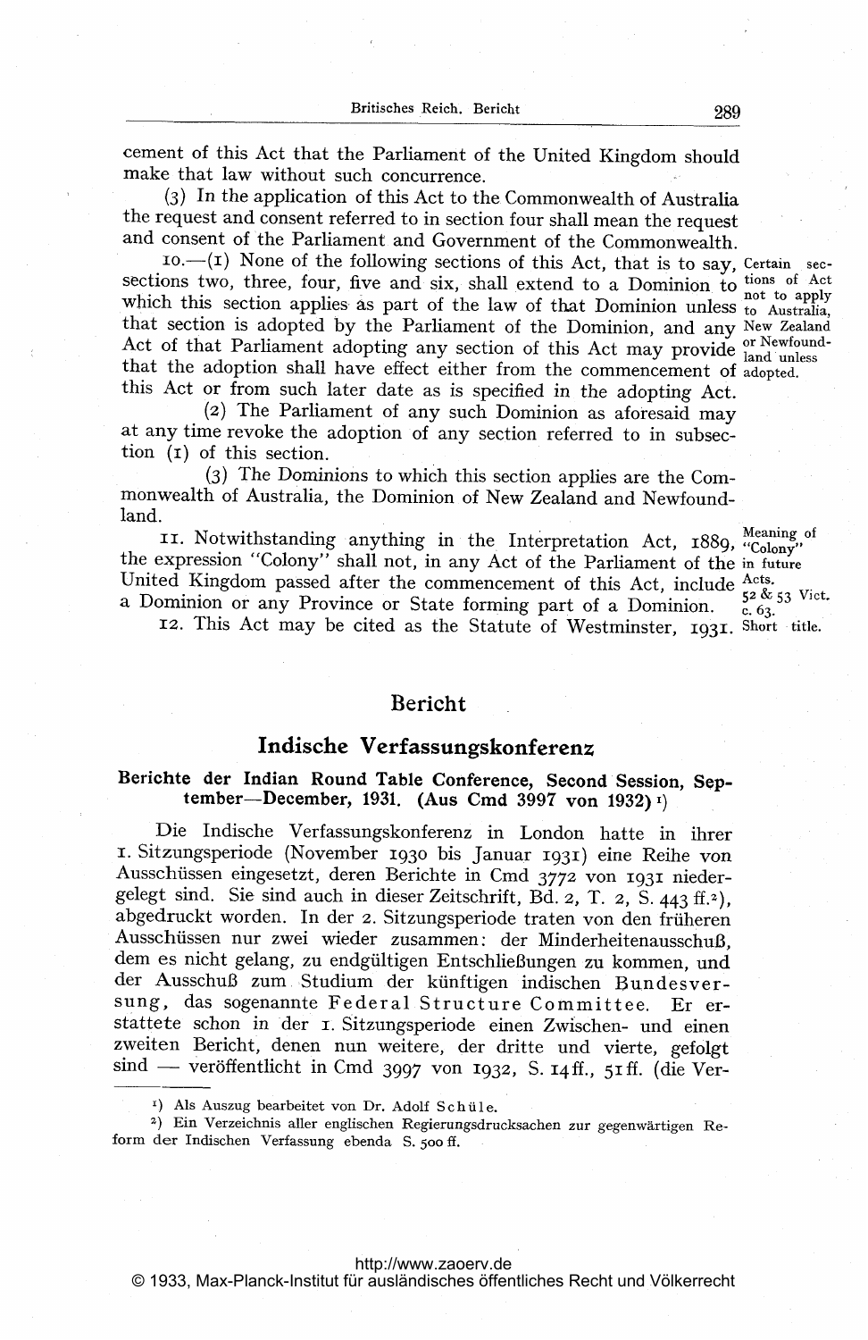cement of this Act that the Parliament of the United Kingdom should make that law without such concurrence.

(3) In the application of this Act to the Commonwealth of Australia the request and consent referred to in section four shall mean the request and consent of the Parliament and Government of the Commonwealth.

*Certain sections of Act not to apply to Australia, New Zealand or Newfoundland unless adopted.*

10.—(1) None of the following sections of this Act, that is to say, sections two, three, four, five and six, shall extend to a Dominion to which this section applies as part of the law of that Dominion unless that section is adopted by the Parliament of the Dominion, and any Act of that Parliament adopting any section of this Act may provide that the adoption shall have effect either from the commencement of this Act or from such later date as is specified in the adopting Act.

(2) The Parliament of any such Dominion as aforesaid may at any time revoke the adoption of any section referred to in subsection (1) of this section.

(3) The Dominions to which this section applies are the Commonwealth of Australia, the Dominion of New Zealand and Newfoundland.

*Meaning of "Colony" in future Acts. 52 & 53 Vict. c. 63.*

11. Notwithstanding anything in the Interpretation Act, 1889, the expression "Colony" shall not, in any Act of the Parliament of the United Kingdom passed after the commencement of this Act, include a Dominion or any Province or State forming part of a Dominion.

*Short title.*

12. This Act may be cited as the Statute of Westminster, 1931.

# Bericht

## Indische Verfassungskonferenz

### Berichte der Indian Round Table Conference, Second Session, September—December, 1931. (Aus Cmd 3997 von 1932) [1]

Die Indische Verfassungskonferenz in London hatte in ihrer 1. Sitzungsperiode (November 1930 bis Januar 1931) eine Reihe von Ausschüssen eingesetzt, deren Berichte in Cmd 3772 von 1931 niedergelegt sind. Sie sind auch in dieser Zeitschrift, Bd. 2, T. 2, S. 443 ff.[2]), abgedruckt worden. In der 2. Sitzungsperiode traten von den früheren Ausschüssen nur zwei wieder zusammen: der Minderheitenausschuß, dem es nicht gelang, zu endgültigen Entschließungen zu kommen, und der Ausschuß zum Studium der künftigen indischen Bundesverfassung, das sogenannte Federal Structure Committee. Er erstattete schon in der 1. Sitzungsperiode einen Zwischen- und einen zweiten Bericht, denen nun weitere, der dritte und vierte, gefolgt sind — veröffentlicht in Cmd 3997 von 1932, S. 14 ff., 51 ff. (die Ver-

[1]) Als Auszug bearbeitet von Dr. Adolf Schüle.

[2]) Ein Verzeichnis aller englischen Regierungsdrucksachen zur gegenwärtigen Reform der Indischen Verfassung ebenda S. 500 ff.